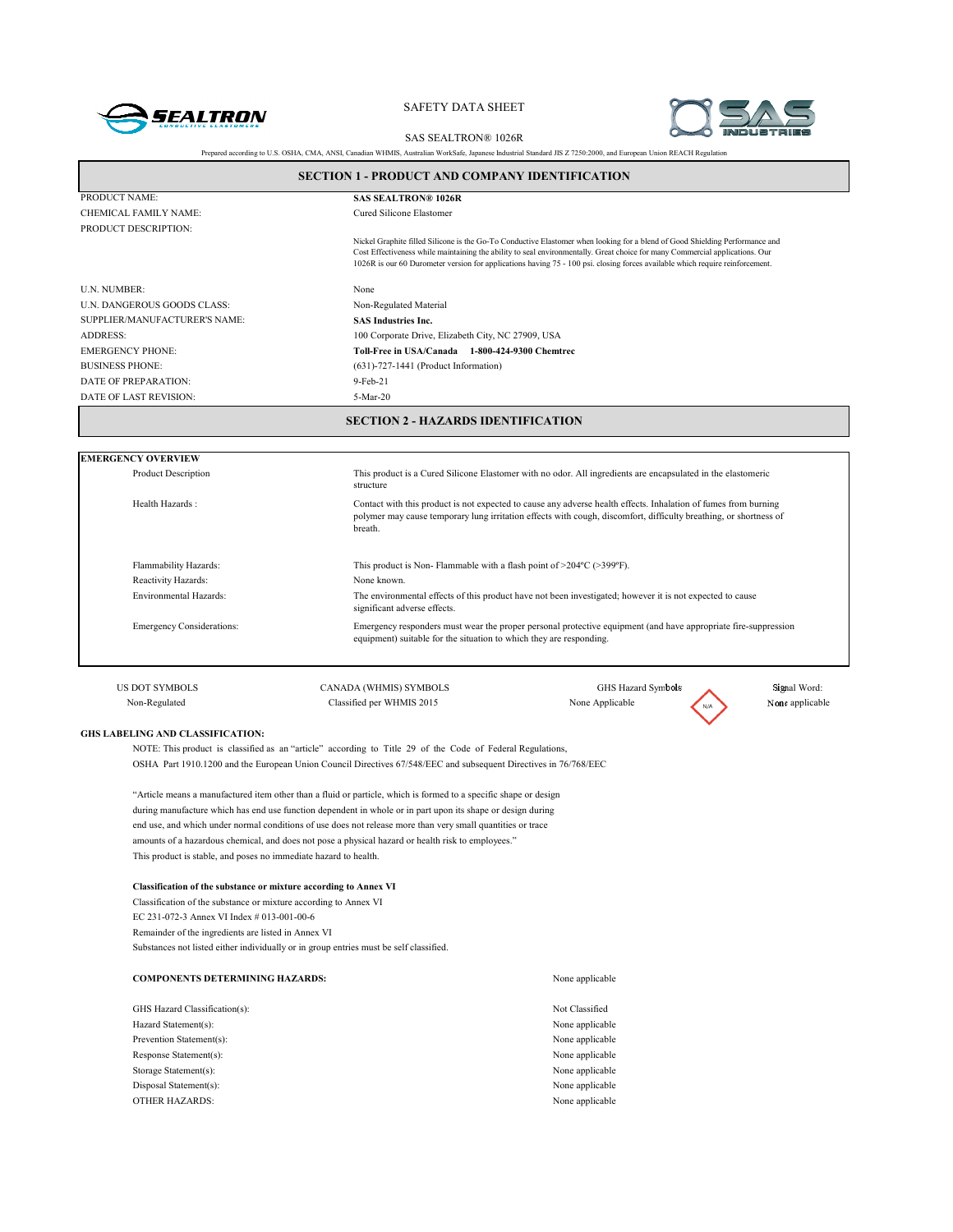SAFETY DATA SHEET

SAS SEALTRON® 1026R

Prepared according to U.S. OSHA, CMA, ANSI, Canadian WHMIS, Australian WorkSafe, Japanese Industrial Standard JIS Z 7250:2000, and European Union REACH Regulation

## SECTION 1 - PRODUCT AND COMPANY IDENTIFICATION

| | |
|---|---|
| PRODUCT NAME: | **SAS SEALTRON® 1026R** |
| CHEMICAL FAMILY NAME: | Cured Silicone Elastomer |
| PRODUCT DESCRIPTION: | Nickel Graphite filled Silicone is the Go-To Conductive Elastomer when looking for a blend of Good Shielding Performance and Cost Effectiveness while maintaining the ability to seal environmentally. Great choice for many Commercial applications. Our 1026R is our 60 Durometer version for applications having 75 - 100 psi. closing forces available which require reinforcement. |
| U.N. NUMBER: | None |
| U.N. DANGEROUS GOODS CLASS: | Non-Regulated Material |
| SUPPLIER/MANUFACTURER'S NAME: | **SAS Industries Inc.** |
| ADDRESS: | 100 Corporate Drive, Elizabeth City, NC 27909, USA |
| EMERGENCY PHONE: | **Toll-Free in USA/Canada 1-800-424-9300 Chemtrec** |
| BUSINESS PHONE: | (631)-727-1441 (Product Information) |
| DATE OF PREPARATION: | 9-Feb-21 |
| DATE OF LAST REVISION: | 5-Mar-20 |

## SECTION 2 - HAZARDS IDENTIFICATION

**EMERGENCY OVERVIEW**

| | |
|---|---|
| Product Description | This product is a Cured Silicone Elastomer with no odor. All ingredients are encapsulated in the elastomeric structure |
| Health Hazards : | Contact with this product is not expected to cause any adverse health effects. Inhalation of fumes from burning polymer may cause temporary lung irritation effects with cough, discomfort, difficulty breathing, or shortness of breath. |
| Flammability Hazards: | This product is Non- Flammable with a flash point of >204ºC (>399ºF). |
| Reactivity Hazards: | None known. |
| Environmental Hazards: | The environmental effects of this product have not been investigated; however it is not expected to cause significant adverse effects. |
| Emergency Considerations: | Emergency responders must wear the proper personal protective equipment (and have appropriate fire-suppression equipment) suitable for the situation to which they are responding. |

| US DOT SYMBOLS | CANADA (WHMIS) SYMBOLS | GHS Hazard Symbols | Signal Word: |
|---|---|---|---|
| Non-Regulated | Classified per WHMIS 2015 | None Applicable (N/A) | None applicable |

**GHS LABELING AND CLASSIFICATION:**

NOTE: This product is classified as an "article" according to Title 29 of the Code of Federal Regulations, OSHA Part 1910.1200 and the European Union Council Directives 67/548/EEC and subsequent Directives in 76/768/EEC

"Article means a manufactured item other than a fluid or particle, which is formed to a specific shape or design during manufacture which has end use function dependent in whole or in part upon its shape or design during end use, and which under normal conditions of use does not release more than very small quantities or trace amounts of a hazardous chemical, and does not pose a physical hazard or health risk to employees."

This product is stable, and poses no immediate hazard to health.

**Classification of the substance or mixture according to Annex VI**

Classification of the substance or mixture according to Annex VI

EC 231-072-3 Annex VI Index # 013-001-00-6

Remainder of the ingredients are listed in Annex VI

Substances not listed either individually or in group entries must be self classified.

| | |
|---|---|
| **COMPONENTS DETERMINING HAZARDS:** | None applicable |
| GHS Hazard Classification(s): | Not Classified |
| Hazard Statement(s): | None applicable |
| Prevention Statement(s): | None applicable |
| Response Statement(s): | None applicable |
| Storage Statement(s): | None applicable |
| Disposal Statement(s): | None applicable |
| OTHER HAZARDS: | None applicable |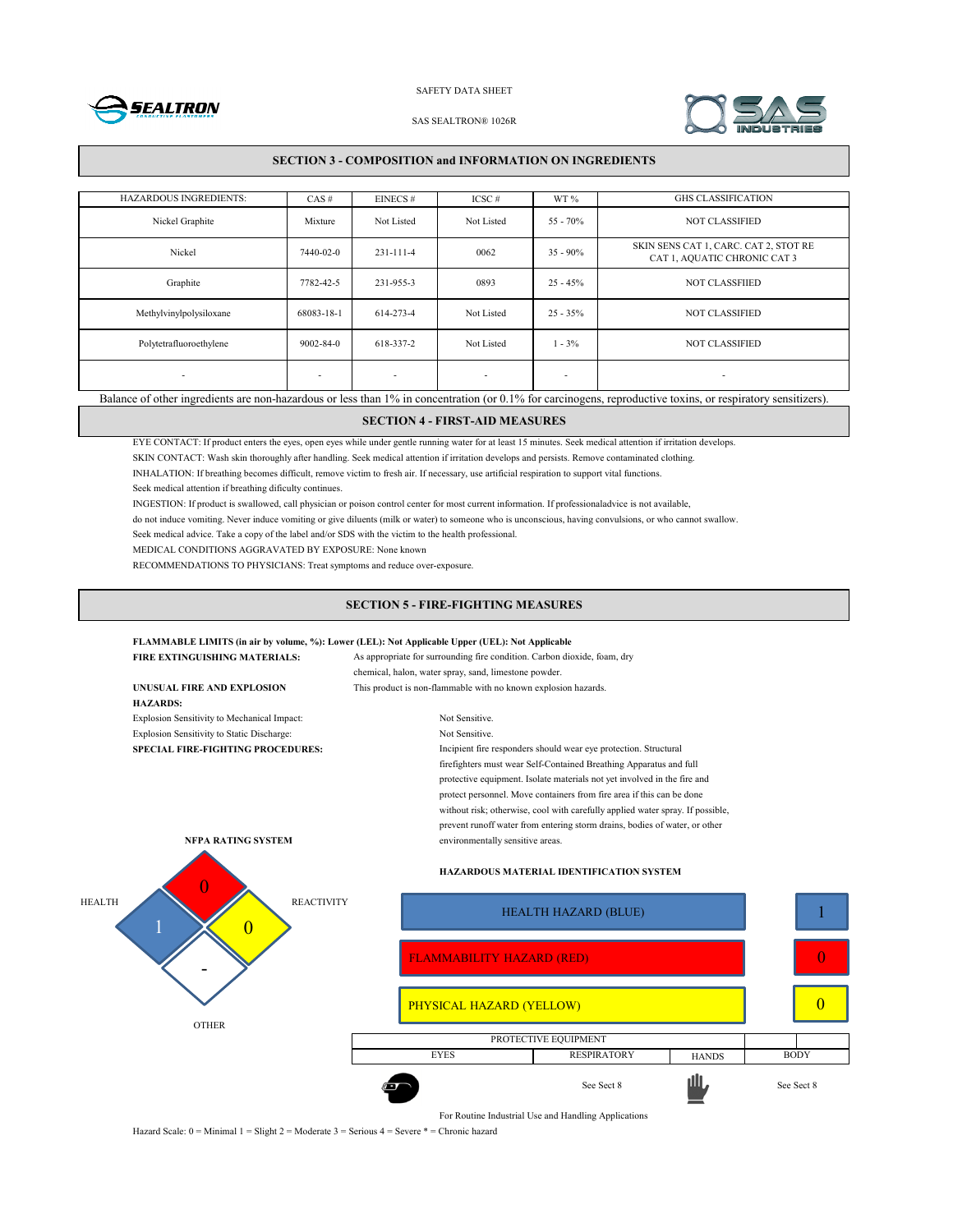SAFETY DATA SHEET

SAS SEALTRON® 1026R

## SECTION 3 - COMPOSITION and INFORMATION ON INGREDIENTS

| HAZARDOUS INGREDIENTS: | CAS # | EINECS # | ICSC # | WT % | GHS CLASSIFICATION |
|---|---|---|---|---|---|
| Nickel Graphite | Mixture | Not Listed | Not Listed | 55 - 70% | NOT CLASSIFIED |
| Nickel | 7440-02-0 | 231-111-4 | 0062 | 35 - 90% | SKIN SENS CAT 1, CARC. CAT 2, STOT RE CAT 1, AQUATIC CHRONIC CAT 3 |
| Graphite | 7782-42-5 | 231-955-3 | 0893 | 25 - 45% | NOT CLASSFIIED |
| Methylvinylpolysiloxane | 68083-18-1 | 614-273-4 | Not Listed | 25 - 35% | NOT CLASSIFIED |
| Polytetrafluoroethylene | 9002-84-0 | 618-337-2 | Not Listed | 1 - 3% | NOT CLASSIFIED |
| - | - | - | - | - | - |

Balance of other ingredients are non-hazardous or less than 1% in concentration (or 0.1% for carcinogens, reproductive toxins, or respiratory sensitizers).

## SECTION 4 - FIRST-AID MEASURES

EYE CONTACT: If product enters the eyes, open eyes while under gentle running water for at least 15 minutes. Seek medical attention if irritation develops.

SKIN CONTACT: Wash skin thoroughly after handling. Seek medical attention if irritation develops and persists. Remove contaminated clothing.

INHALATION: If breathing becomes difficult, remove victim to fresh air. If necessary, use artificial respiration to support vital functions.
Seek medical attention if breathing dificulty continues.

INGESTION: If product is swallowed, call physician or poison control center for most current information. If professionaladvice is not available, do not induce vomiting. Never induce vomiting or give diluents (milk or water) to someone who is unconscious, having convulsions, or who cannot swallow. Seek medical advice. Take a copy of the label and/or SDS with the victim to the health professional.

MEDICAL CONDITIONS AGGRAVATED BY EXPOSURE: None known

RECOMMENDATIONS TO PHYSICIANS: Treat symptoms and reduce over-exposure.

## SECTION 5 - FIRE-FIGHTING MEASURES

**FLAMMABLE LIMITS (in air by volume, %): Lower (LEL): Not Applicable Upper (UEL): Not Applicable**

**FIRE EXTINGUISHING MATERIALS:** As appropriate for surrounding fire condition. Carbon dioxide, foam, dry chemical, halon, water spray, sand, limestone powder.

**UNUSUAL FIRE AND EXPLOSION HAZARDS:** This product is non-flammable with no known explosion hazards.

Explosion Sensitivity to Mechanical Impact: Not Sensitive.

Explosion Sensitivity to Static Discharge: Not Sensitive.

**SPECIAL FIRE-FIGHTING PROCEDURES:** Incipient fire responders should wear eye protection. Structural firefighters must wear Self-Contained Breathing Apparatus and full protective equipment. Isolate materials not yet involved in the fire and protect personnel. Move containers from fire area if this can be done without risk; otherwise, cool with carefully applied water spray. If possible, prevent runoff water from entering storm drains, bodies of water, or other environmentally sensitive areas.

**NFPA RATING SYSTEM**

| HEALTH | FLAMMABILITY | REACTIVITY | OTHER |
|---|---|---|---|
| 1 | 0 | 0 | - |

**HAZARDOUS MATERIAL IDENTIFICATION SYSTEM**

| | |
|---|---|
| HEALTH HAZARD (BLUE) | 1 |
| FLAMMABILITY HAZARD (RED) | 0 |
| PHYSICAL HAZARD (YELLOW) | 0 |

| PROTECTIVE EQUIPMENT | | | |
|---|---|---|---|
| EYES | RESPIRATORY | HANDS | BODY |
| | See Sect 8 | | See Sect 8 |

For Routine Industrial Use and Handling Applications

Hazard Scale: 0 = Minimal 1 = Slight 2 = Moderate 3 = Serious 4 = Severe * = Chronic hazard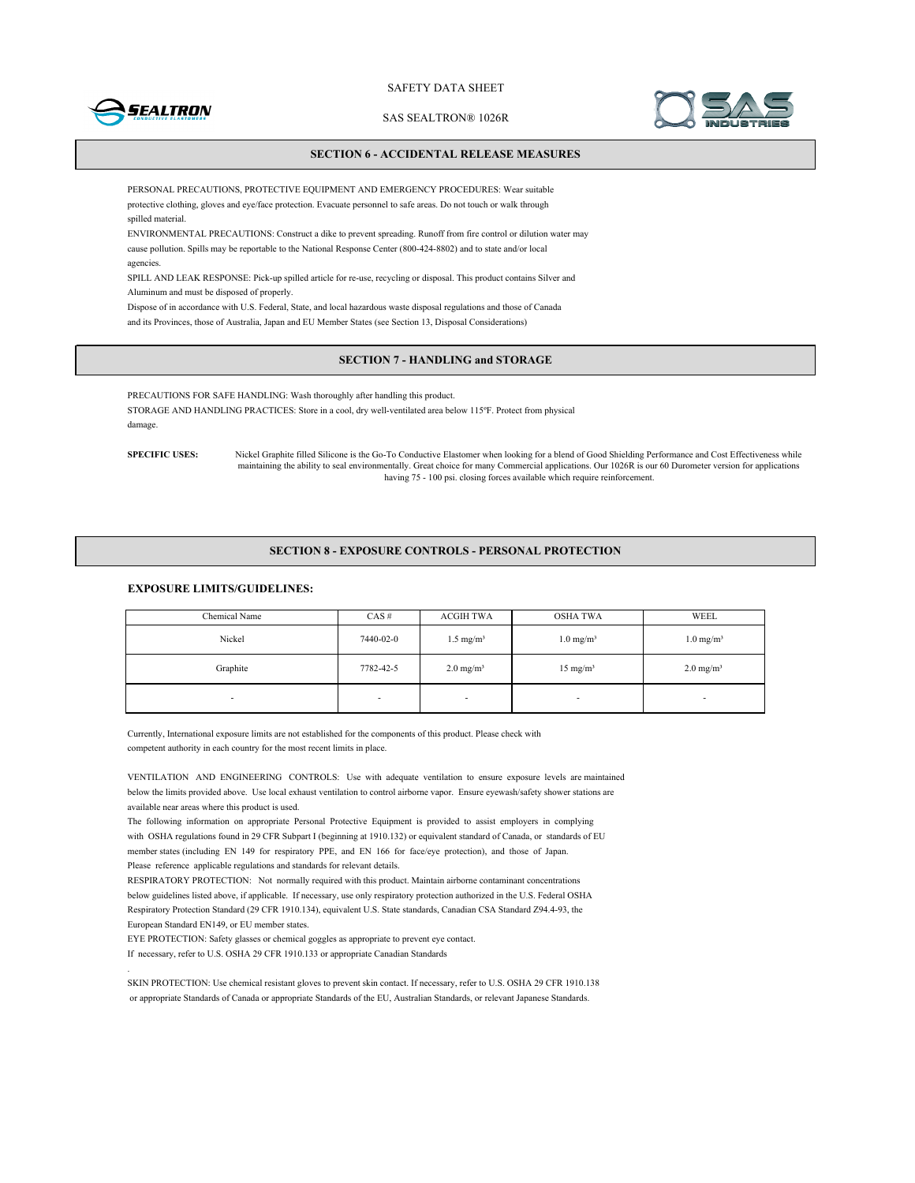## SECTION 6 - ACCIDENTAL RELEASE MEASURES

PERSONAL PRECAUTIONS, PROTECTIVE EQUIPMENT AND EMERGENCY PROCEDURES: Wear suitable protective clothing, gloves and eye/face protection. Evacuate personnel to safe areas. Do not touch or walk through spilled material.

ENVIRONMENTAL PRECAUTIONS: Construct a dike to prevent spreading. Runoff from fire control or dilution water may cause pollution. Spills may be reportable to the National Response Center (800-424-8802) and to state and/or local agencies.

SPILL AND LEAK RESPONSE: Pick-up spilled article for re-use, recycling or disposal. This product contains Silver and Aluminum and must be disposed of properly.

Dispose of in accordance with U.S. Federal, State, and local hazardous waste disposal regulations and those of Canada and its Provinces, those of Australia, Japan and EU Member States (see Section 13, Disposal Considerations)

## SECTION 7 - HANDLING and STORAGE

PRECAUTIONS FOR SAFE HANDLING: Wash thoroughly after handling this product.

STORAGE AND HANDLING PRACTICES: Store in a cool, dry well-ventilated area below 115ºF. Protect from physical damage.

**SPECIFIC USES:** Nickel Graphite filled Silicone is the Go-To Conductive Elastomer when looking for a blend of Good Shielding Performance and Cost Effectiveness while maintaining the ability to seal environmentally. Great choice for many Commercial applications. Our 1026R is our 60 Durometer version for applications having 75 - 100 psi. closing forces available which require reinforcement.

## SECTION 8 - EXPOSURE CONTROLS - PERSONAL PROTECTION

### EXPOSURE LIMITS/GUIDELINES:

| Chemical Name | CAS # | ACGIH TWA | OSHA TWA | WEEL |
|---|---|---|---|---|
| Nickel | 7440-02-0 | 1.5 mg/m³ | 1.0 mg/m³ | 1.0 mg/m³ |
| Graphite | 7782-42-5 | 2.0 mg/m³ | 15 mg/m³ | 2.0 mg/m³ |
| - | - | - | - | - |

Currently, International exposure limits are not established for the components of this product. Please check with competent authority in each country for the most recent limits in place.

VENTILATION AND ENGINEERING CONTROLS: Use with adequate ventilation to ensure exposure levels are maintained below the limits provided above. Use local exhaust ventilation to control airborne vapor. Ensure eyewash/safety shower stations are available near areas where this product is used.

The following information on appropriate Personal Protective Equipment is provided to assist employers in complying with OSHA regulations found in 29 CFR Subpart I (beginning at 1910.132) or equivalent standard of Canada, or standards of EU member states (including EN 149 for respiratory PPE, and EN 166 for face/eye protection), and those of Japan. Please reference applicable regulations and standards for relevant details.

RESPIRATORY PROTECTION: Not normally required with this product. Maintain airborne contaminant concentrations below guidelines listed above, if applicable. If necessary, use only respiratory protection authorized in the U.S. Federal OSHA Respiratory Protection Standard (29 CFR 1910.134), equivalent U.S. State standards, Canadian CSA Standard Z94.4-93, the European Standard EN149, or EU member states.

EYE PROTECTION: Safety glasses or chemical goggles as appropriate to prevent eye contact.
If necessary, refer to U.S. OSHA 29 CFR 1910.133 or appropriate Canadian Standards

SKIN PROTECTION: Use chemical resistant gloves to prevent skin contact. If necessary, refer to U.S. OSHA 29 CFR 1910.138 or appropriate Standards of Canada or appropriate Standards of the EU, Australian Standards, or relevant Japanese Standards.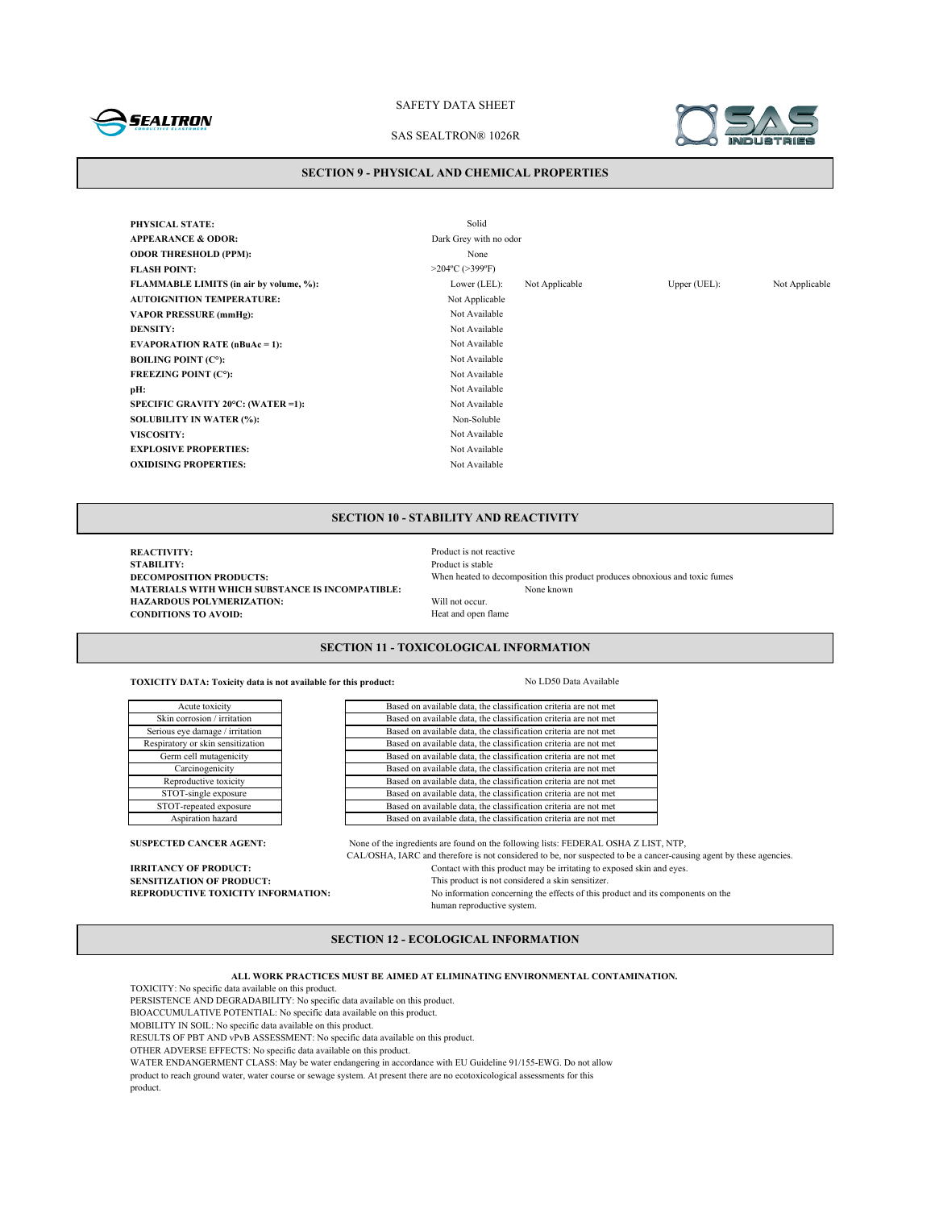## SECTION 9 - PHYSICAL AND CHEMICAL PROPERTIES

| Property | Value | | | |
|---|---|---|---|---|
| **PHYSICAL STATE:** | Solid | | | |
| **APPEARANCE & ODOR:** | Dark Grey with no odor | | | |
| **ODOR THRESHOLD (PPM):** | None | | | |
| **FLASH POINT:** | >204ºC (>399ºF) | | | |
| **FLAMMABLE LIMITS (in air by volume, %):** | Lower (LEL): | Not Applicable | Upper (UEL): | Not Applicable |
| **AUTOIGNITION TEMPERATURE:** | Not Applicable | | | |
| **VAPOR PRESSURE (mmHg):** | Not Available | | | |
| **DENSITY:** | Not Available | | | |
| **EVAPORATION RATE (nBuAc = 1):** | Not Available | | | |
| **BOILING POINT (C°):** | Not Available | | | |
| **FREEZING POINT (C°):** | Not Available | | | |
| **pH:** | Not Available | | | |
| **SPECIFIC GRAVITY 20°C: (WATER =1):** | Not Available | | | |
| **SOLUBILITY IN WATER (%):** | Non-Soluble | | | |
| **VISCOSITY:** | Not Available | | | |
| **EXPLOSIVE PROPERTIES:** | Not Available | | | |
| **OXIDISING PROPERTIES:** | Not Available | | | |

## SECTION 10 - STABILITY AND REACTIVITY

**REACTIVITY:** Product is not reactive

**STABILITY:** Product is stable

**DECOMPOSITION PRODUCTS:** When heated to decomposition this product produces obnoxious and toxic fumes

**MATERIALS WITH WHICH SUBSTANCE IS INCOMPATIBLE:** None known

**HAZARDOUS POLYMERIZATION:** Will not occur.

**CONDITIONS TO AVOID:** Heat and open flame

## SECTION 11 - TOXICOLOGICAL INFORMATION

**TOXICITY DATA: Toxicity data is not available for this product:** No LD50 Data Available

| Hazard class | Classification |
|---|---|
| Acute toxicity | Based on available data, the classification criteria are not met |
| Skin corrosion / irritation | Based on available data, the classification criteria are not met |
| Serious eye damage / irritation | Based on available data, the classification criteria are not met |
| Respiratory or skin sensitization | Based on available data, the classification criteria are not met |
| Germ cell mutagenicity | Based on available data, the classification criteria are not met |
| Carcinogenicity | Based on available data, the classification criteria are not met |
| Reproductive toxicity | Based on available data, the classification criteria are not met |
| STOT-single exposure | Based on available data, the classification criteria are not met |
| STOT-repeated exposure | Based on available data, the classification criteria are not met |
| Aspiration hazard | Based on available data, the classification criteria are not met |

**SUSPECTED CANCER AGENT:** None of the ingredients are found on the following lists: FEDERAL OSHA Z LIST, NTP, CAL/OSHA, IARC and therefore is not considered to be, nor suspected to be a cancer-causing agent by these agencies.

**IRRITANCY OF PRODUCT:** Contact with this product may be irritating to exposed skin and eyes.

**SENSITIZATION OF PRODUCT:** This product is not considered a skin sensitizer.

**REPRODUCTIVE TOXICITY INFORMATION:** No information concerning the effects of this product and its components on the human reproductive system.

## SECTION 12 - ECOLOGICAL INFORMATION

**ALL WORK PRACTICES MUST BE AIMED AT ELIMINATING ENVIRONMENTAL CONTAMINATION.**

TOXICITY: No specific data available on this product.

PERSISTENCE AND DEGRADABILITY: No specific data available on this product.

BIOACCUMULATIVE POTENTIAL: No specific data available on this product.

MOBILITY IN SOIL: No specific data available on this product.

RESULTS OF PBT AND vPvB ASSESSMENT: No specific data available on this product.

OTHER ADVERSE EFFECTS: No specific data available on this product.

WATER ENDANGERMENT CLASS: May be water endangering in accordance with EU Guideline 91/155-EWG. Do not allow product to reach ground water, water course or sewage system. At present there are no ecotoxicological assessments for this product.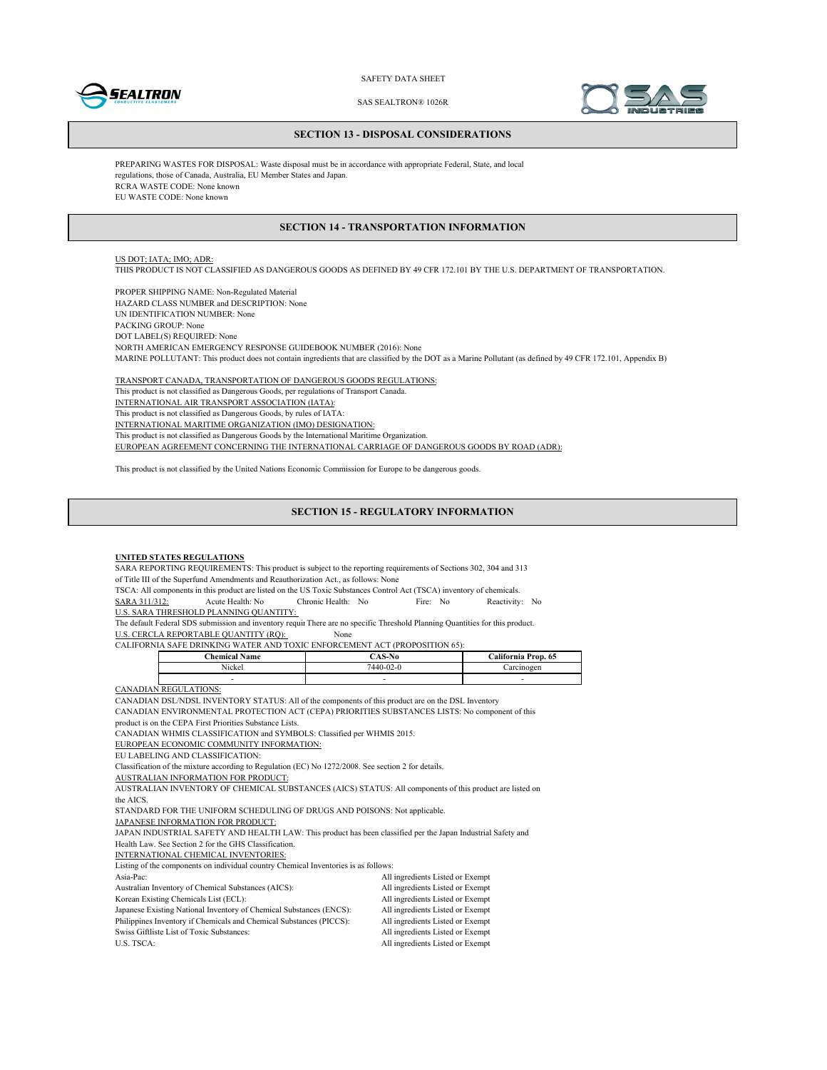## SECTION 13 - DISPOSAL CONSIDERATIONS

PREPARING WASTES FOR DISPOSAL: Waste disposal must be in accordance with appropriate Federal, State, and local regulations, those of Canada, Australia, EU Member States and Japan.
RCRA WASTE CODE: None known
EU WASTE CODE: None known

## SECTION 14 - TRANSPORTATION INFORMATION

US DOT; IATA; IMO; ADR:
THIS PRODUCT IS NOT CLASSIFIED AS DANGEROUS GOODS AS DEFINED BY 49 CFR 172.101 BY THE U.S. DEPARTMENT OF TRANSPORTATION.

PROPER SHIPPING NAME: Non-Regulated Material
HAZARD CLASS NUMBER and DESCRIPTION: None
UN IDENTIFICATION NUMBER: None
PACKING GROUP: None
DOT LABEL(S) REQUIRED: None
NORTH AMERICAN EMERGENCY RESPONSE GUIDEBOOK NUMBER (2016): None
MARINE POLLUTANT: This product does not contain ingredients that are classified by the DOT as a Marine Pollutant (as defined by 49 CFR 172.101, Appendix B)

TRANSPORT CANADA, TRANSPORTATION OF DANGEROUS GOODS REGULATIONS:
This product is not classified as Dangerous Goods, per regulations of Transport Canada.
INTERNATIONAL AIR TRANSPORT ASSOCIATION (IATA):
This product is not classified as Dangerous Goods, by rules of IATA:
INTERNATIONAL MARITIME ORGANIZATION (IMO) DESIGNATION:
This product is not classified as Dangerous Goods by the International Maritime Organization.
EUROPEAN AGREEMENT CONCERNING THE INTERNATIONAL CARRIAGE OF DANGEROUS GOODS BY ROAD (ADR):

This product is not classified by the United Nations Economic Commission for Europe to be dangerous goods.

## SECTION 15 - REGULATORY INFORMATION

**UNITED STATES REGULATIONS**
SARA REPORTING REQUIREMENTS: This product is subject to the reporting requirements of Sections 302, 304 and 313 of Title III of the Superfund Amendments and Reauthorization Act., as follows: None
TSCA: All components in this product are listed on the US Toxic Substances Control Act (TSCA) inventory of chemicals.
SARA 311/312: Acute Health: No Chronic Health: No Fire: No Reactivity: No
U.S. SARA THRESHOLD PLANNING QUANTITY:
The default Federal SDS submission and inventory requir There are no specific Threshold Planning Quantities for this product.
U.S. CERCLA REPORTABLE QUANTITY (RQ): None
CALIFORNIA SAFE DRINKING WATER AND TOXIC ENFORCEMENT ACT (PROPOSITION 65):

| Chemical Name | CAS-No | California Prop. 65 |
|---|---|---|
| Nickel | 7440-02-0 | Carcinogen |
| - | - | - |

CANADIAN REGULATIONS:
CANADIAN DSL/NDSL INVENTORY STATUS: All of the components of this product are on the DSL Inventory
CANADIAN ENVIRONMENTAL PROTECTION ACT (CEPA) PRIORITIES SUBSTANCES LISTS: No component of this product is on the CEPA First Priorities Substance Lists.
CANADIAN WHMIS CLASSIFICATION and SYMBOLS: Classified per WHMIS 2015.
EUROPEAN ECONOMIC COMMUNITY INFORMATION:
EU LABELING AND CLASSIFICATION:
Classification of the mixture according to Regulation (EC) No 1272/2008. See section 2 for details.
AUSTRALIAN INFORMATION FOR PRODUCT:
AUSTRALIAN INVENTORY OF CHEMICAL SUBSTANCES (AICS) STATUS: All components of this product are listed on the AICS.
STANDARD FOR THE UNIFORM SCHEDULING OF DRUGS AND POISONS: Not applicable.
JAPANESE INFORMATION FOR PRODUCT:
JAPAN INDUSTRIAL SAFETY AND HEALTH LAW: This product has been classified per the Japan Industrial Safety and Health Law. See Section 2 for the GHS Classification.
INTERNATIONAL CHEMICAL INVENTORIES:
Listing of the components on individual country Chemical Inventories is as follows:

| | |
|---|---|
| Asia-Pac: | All ingredients Listed or Exempt |
| Australian Inventory of Chemical Substances (AICS): | All ingredients Listed or Exempt |
| Korean Existing Chemicals List (ECL): | All ingredients Listed or Exempt |
| Japanese Existing National Inventory of Chemical Substances (ENCS): | All ingredients Listed or Exempt |
| Philippines Inventory if Chemicals and Chemical Substances (PICCS): | All ingredients Listed or Exempt |
| Swiss Giftliste List of Toxic Substances: | All ingredients Listed or Exempt |
| U.S. TSCA: | All ingredients Listed or Exempt |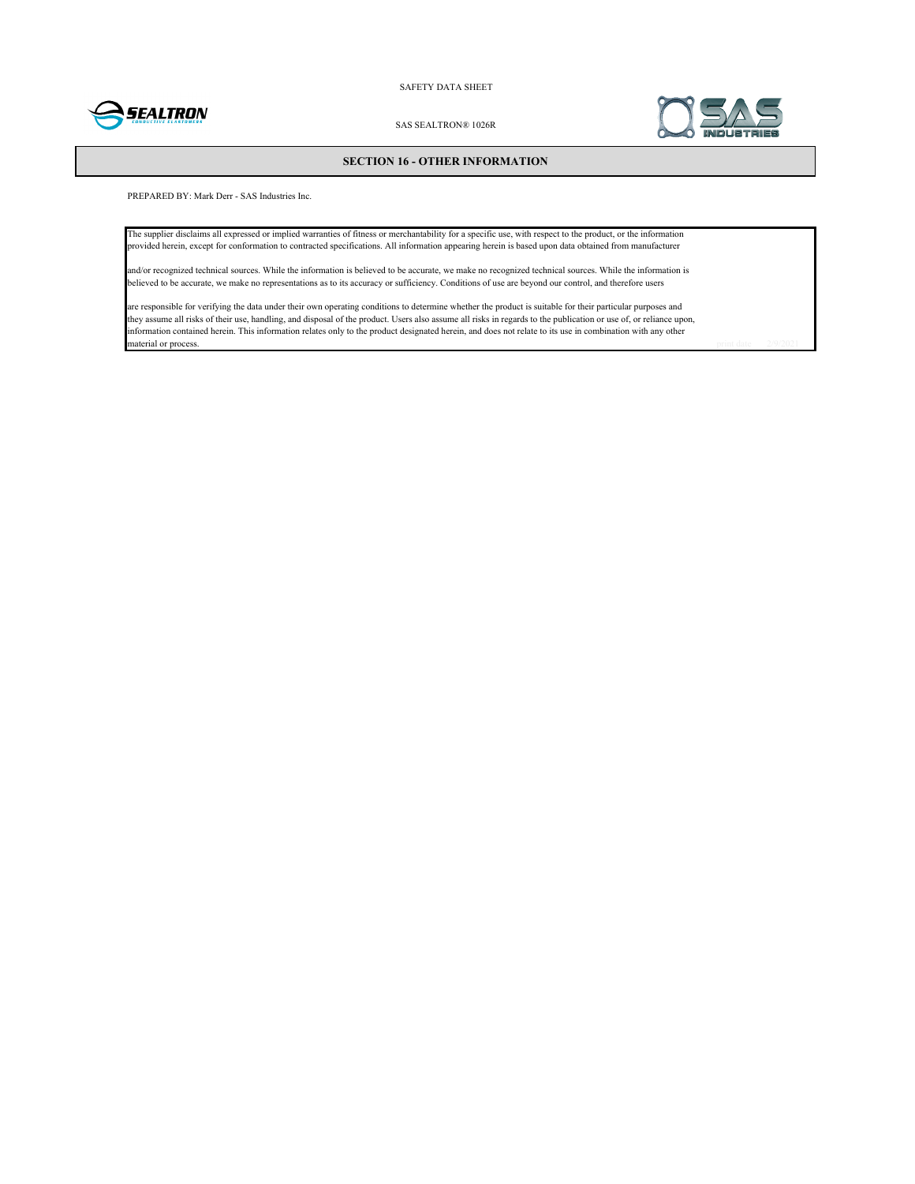## SECTION 16 - OTHER INFORMATION

PREPARED BY: Mark Derr - SAS Industries Inc.

The supplier disclaims all expressed or implied warranties of fitness or merchantability for a specific use, with respect to the product, or the information provided herein, except for conformation to contracted specifications. All information appearing herein is based upon data obtained from manufacturer

and/or recognized technical sources. While the information is believed to be accurate, we make no recognized technical sources. While the information is believed to be accurate, we make no representations as to its accuracy or sufficiency. Conditions of use are beyond our control, and therefore users

are responsible for verifying the data under their own operating conditions to determine whether the product is suitable for their particular purposes and they assume all risks of their use, handling, and disposal of the product. Users also assume all risks in regards to the publication or use of, or reliance upon, information contained herein. This information relates only to the product designated herein, and does not relate to its use in combination with any other material or process.